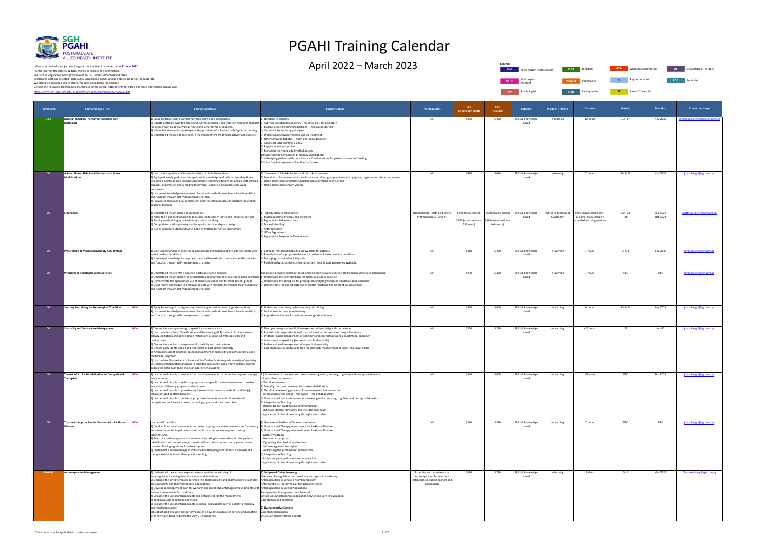# PGAHI Training Calendar

## April 2022 – March 2023

SGH PGAHI POSTGRADUATE ALLIED HEALTH INSTITUTE

Information stated is subject to change without notice. It is correct as at **21 June 2022.**
PGAHI reserves the right to update, change or replace any information.
Fees are in Singapore Dollars (inclusive of 7% GST) unless otherwise indicated.
SingHealth staff and selected Professional Association bodies will be entitled to 10% off regular rate.
We strongly encourage you to check this page periodically for changes.
Besides the following programmes, PGAHI also offers Clinical Attachments for AHPs. For more information, please visit:
https://www.sgh.com.sg/pgahi/programmes/Pages/programmeoverview.aspx#

**Legend:**
- AHP – Allied Health Professionals
- DIET – Dietitian
- MSW – Medical Social Worker
- OT – Occupational Therapist
- PATH – Pathologists' Assistant
- PHARM – Pharmacist
- PT – Physiotherapist
- POD – Podiatrist
- PSY – Psychologist
- RAD – Radiographer
- ST – Speech Therapist

| Professions | Course/Lecture Title | Course Objectives | Course Outline | Pre-Requisites | Fee (SingHealth Staff) | Fee (Regular) | Category | Mode of Training | Duration | Date(s) | Month(s) | Course in-charge |
|---|---|---|---|---|---|---|---|---|---|---|---|---|
| DIET | Medical Nutrition Therapy for Diabetes (For Dietitians) | 1) Equip dietitians with essential nutrition knowledge on diabetes.<br>2) Update dietitians with the latest and current principles and nutrition recommendations for people with diabetes, type 1, type 2 and other forms of diabetes.<br>3) Udate dietitians with knowledge on the principles of advanced carbohydrate counting.<br>4) Understand the role of dietitians in the management of physical activity and exercise. | 1) Nutrition in diabetes<br>2) Applying nutritional guidelines – An 'ideal diet' for diabetes?<br>3) Blood glucose lowering medications – implications for diet<br>4) Carbohydrate counting principles<br>5) Understanding hypoglycaemia and its treatment<br>6) Other forms of diabetes – nutritional considerations<br>7) Advanced CHO counting 1 and 2<br>8) Physical activity/ exercise<br>9) Managing the young adult with diabetes<br>10) Meeting the demands of pregnancy and diabetes<br>11) Managing patients with poor intake – Considerations for patients on enteral feeding<br>12) Sick Day Management – The Dietitian's role | Nil | $430 | $480 | Skills & Knowledge-based | e-Learning | 12 hours | 10 - 17 | Nov 2022 | jayaraj.bala.krishnan@sgh.com.sg |
| OT | A Safer Home: Risks Identifications and Home Modifications | 1) Learn the importance of Home Evaluation in Falls Preventions.<br>2) Equipped newly graduated therapists with knowledge and skills in providing Home Evaluation and to be able to make appropriate recommendations for people with chronic diseases, progressive illness leading to physical , cognitive disabilities and vision impairment.<br>3) Use learnt knowledge to empower clients with methods to enhance health, mobility and function through self-management strategies<br>4) Provide consultation as a specialist or expertin complex cases or situations related to course of learning | 1) Overview of fall risks factors and fall risks assessment<br>2) Selection of home assessment tools for varied client groups (clients with physical, cognitve and vision impairment)<br>3) Home assessment and home modifications for varied clients group<br>4) Home assessment report writing | Nil | $410 | $450 | Skills & Knowledge-based | e-Learning | 7 hours | 24 & 25 | Nov 2022 | joyce.lee.g.l@sgh.com.sg |
| OT | Ergonomics | 1) Understand the principles of Ergonomics<br>2) Apply tools and methodologies to assess risk factors in office and industrial settings<br>3) Employ methodologies in evaluating manual handling<br>4) Comprehend anthropometry and its application in workplace design<br>5) Use of Singapore Standard SS514 Code of Practice for Office Ergonomics | 1) Introduction to ergonomics<br>2) Musculoskeletal Systems and Disorders<br>3) Ergonomics Risk Assessment<br>4) Manual Handling<br>5) Anthropometry<br>6) Office Ergonomics<br>7) Ergonomics Programme Development | Occupational Health and Safety Professionals, OT and PT | $500 (main session)<br>$570 (main session + follow-up) | $550 (main session)<br>$630 (main session + follow-up) | Skills & Knowledge-based | Hybrid (e-Learning & Classroom) | 9 hrs (main session only)<br>13.5 hrs (main session + extended learning session) | 22 - 23<br>21 | Sep 2022<br>Oct 2022 | matthew.lu.e.y@sgh.com.sg |
| OT | Prescription of Motorised Mobility Aids (PMAs) | 1) Gain understanding in prescribing appropriate motorised mobility aids for clients with varied medical conditions.<br>2) Use learnt knowledge to empower clients with methods to enhance health, mobility and function through self-management strategies | 1) Common motorised mobility aids available for patients<br>2) Prescription of appropriate devices for patients of varied medical conditions<br>3) Managing motorised mobility aids<br>4) Possible adaptations to existing motorised mobility and accessories available. | Nil | $410 | $450 | Skills & Knowledge-based | e-Learning | 7 hours | 2 & 3 | Feb 2023 | joyce.lee.g.l@sgh.com.sg |
| OT | Principles of Resistance Band Exercises | 1) Understand the scientific basis for elastic resistance exercise<br>2) Understand the principles for prescription and progression of resistance band exercises<br>3) Demonstrate the appropriate use of elastic resistance for different patient groups<br>4) Using learnt knowledge to empower clients with methods to enhance health, mobility and function through self-management strategies | The course provides evidence-based and clinically relevant exercise progressions using case discussions:<br>1) Understand the scientific basis for elastic resistance exercise<br>2) Understand the principles for prescription and progression of resistance band exercises<br>3) Demonstrate the appropriate use of elastic resistance for different patient groups | Nil | $290 | $320 | Skills & Knowledge-based | e-Learning | 7 hours | TBC | TBC | joyce.lee.g.l@sgh.com.sg |
| OT | Sensory Re-training for Neurological Condition **NEW** | 1) Apply knowledge in using sensory re-training for various neurological conditions<br>2) Use learnt knowledge to empower clients with methods to enhance health, mobility and function through self-management strategies | 1) Understand the theory behind sensory re-training<br>2) Techniques for sensory re-training<br>3) Apply the techniques for various neurological conditions | Nil | $360 | $400 | Skills & Knowledge-based | e-Learning | 6 hours | 23 & 24 | Aug 2022 | joyce.lee.g.l@sgh.com.sg |
| OT | Spasticity and Contracture Management **NEW** | 1) Discuss the neuropathology of spasticity and contracture<br>2) Use the International Classification and Functioning (ICF) model to list impairments, activity limitations and participation restrictions associated with spasticity and contractures<br>3) Discuss the medical management of spasticity and contractures<br>4) Discuss early identification and treatment of post stroke spasticity<br>5) Articulate current evidence-based management of spasticity and contracture using a multimodal approach<br>6) Use the Modified Ashworth Scale and the Tardieu Scale to grade severity of spasticity<br>7) Design a rehabilitation program to maintain joint range and achieve patient-centred goals after botulinum toxin injection and/or serial casting | 1) Neuropathology and medical management of spasticity and contracture<br>2) Prediction & prognostication of spasticity and motor neural recovery after stroke<br>3) Evidence-based management of spasticity and contracture using a multimodal approach<br>4) Assessment of spasticity (Ashworth and Tardieu Scale)<br>5) Evidence-based management of upper limb spasticity<br>6) Case studies: Clinical decision tree for spasticity management of upper and lower limbs | Nil | $250 | $280 | Skills & Knowledge-based | e-Learning | 4.5 hours | 22 | Jun-22 | joyce.lee.g.l@sgh.com.sg |
| OT | The Art of Stroke Rehabilitation for Occupational Therapists **NEW** | 1) Learner will be able to conduct functional assessments to determine required therapy interventions<br>2) Learner will be able to select appropriate and specific outcome measures to enable evaluation of therapy progress and outcomes<br>3) Learner will be able to plan therapy interventions based on medical condition(s), indications and contraindications<br>4) Learner will be able to deliver appropriate interventions to facilitate clients' occupational performance based on findings, goals and treatment plans | 1.) Assessment of the client with stroke covering motor, sensory, cognitive and perceptual domains<br>- Standardised assessments<br>- Clinical assessments<br>2) Selecting outcome measures for stroke rehabilitation<br>3) The clinical reasoning process - from assessment to intervention<br>- introduction of the Rehab Framework – The Rehab Journey<br>4) Occupational therapy interventions covering motor, sensory, cognitive and perceptual domains<br>5) Integration of learning<br>- Barriers to participation and communication<br>- MOH One Rehab Framework and the care continuum<br>- application of clinical reasoning through case studies | Nil | $540 | $600 | Skills & Knowledge-based | e-Learning | 16 hours | TBC | Feb 2023 | joyce.lee.g.l@sgh.com.sg |
| OT | Treatment Approaches for Persons with Parkinson Disease **NEW** | Learner will be able to:<br>1) Conduct functional assessments and select appropriate outcome measures for sensory impairments, motor impairments and spasticity to determine required therapy interventions.<br>2) Select and deliver appropriate interventions taking into consideration the patient's rehabilitation and recovery trajectory to facilitate clients' occupational performance based on findings, goals and treatment plans.<br>3) Implement a presented upper limb rehabilitation program for both therapists and therapy assistants to suit their practice setting. | 1) Overview of Parkinson Disease - a refresher<br>2) Occupational Therapy assessments for Parkinson Disease<br>3) Occupational Therapy intervention for Parkinson Disease<br>- Motor symptoms<br>- Non-motor symptoms<br>- Optimising the physical environment<br>- Self-management strategies<br>- Addressing the psychosocial components<br>4) Integration of learning<br>- Barriers to participation and communication<br>- application of clinical reasoning through case studies | Nil | $290 | $320 | Skills & Knowledge-based | e-Learning | 7 hours | TBC | TBC | joyce.lee.g.l@sgh.com.sg |
| PHARM | Anticoagulation Management | 1) Understand the various coagulation tests used for monitoring of anticoagulants including the clinical uses and limitations.<br>2) Describe the key differences between the pharmacology and pharmacokinetics of oral anticoagulants and their therapeutic applications.<br>3) Develop a management plan for warfarin and direct oral anticoagulants in patients with various thromboembolic conditions.<br>4) Evaluate the use of anticoagulants and antiplatelet for the management of cardiovascular conditions and stroke.<br>5) Evaluate the use of anticoagulants in special populations such as elderly, pregnancy and renal impairment.<br>6)Establish and evaluate the performance of a new anticoagulation service and adapting with new care delivery during the COVID-19 pandemic. | **1) Self-paced Online Learning:**<br>Overview of coagulation tests used in anticoagulant monitoring<br>Anticoagulation in Venous Thromboembolism<br>Antithrombotic Therapy in Cardiovascular Diseases<br>Anticoagulation in Special Populations<br>Perioperative Management and Reversal<br>Setting up Outpatient Anticoagulation Service and Service Evaluation<br>Case studies and questions<br><br>**2) Live Interactive Session:**<br>Case study discussions<br>Discussion panel with the experts | Expertise with experience in anticoagulation from various institutions including doctors and pharmacists | $690 | $770 | Skills & Knowledge-based | e-Learning | 2 days | 6 - 7 | Mar 2023 | Chua.siok.hong@sgh.com.sg |

\* This course may be applicable to doctors or nurses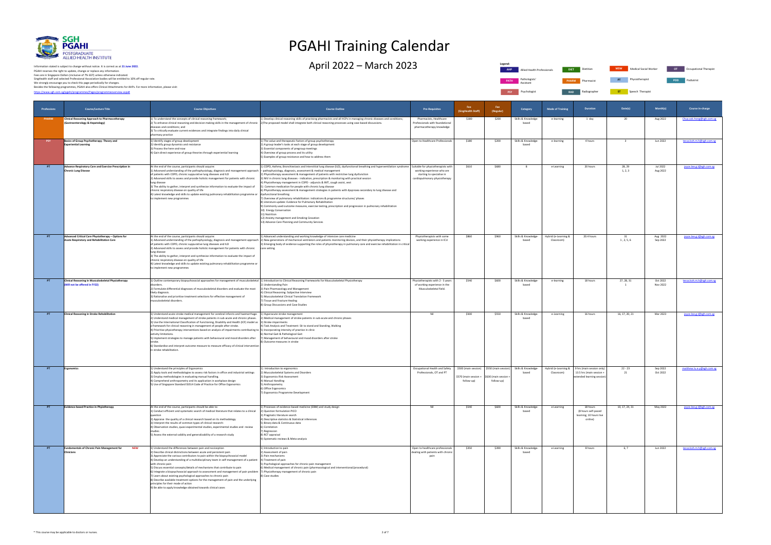# PGAHI Training Calendar

## April 2022 – March 2023

Information stated is subject to change without notice. It is correct as at **21 June 2022.**
PGAHI reserves the right to update, change or replace any information.
Fees are in Singapore Dollars (inclusive of 7% GST) unless otherwise indicated.
SingHealth staff and selected Professional Association bodies will be entitled to 10% off regular rate.
We strongly encourage you to check this page periodically for changes.
Besides the following programmes, PGAHI also offers Clinical Attachments for AHPs. For more information, please visit:
https://www.sgh.com.sg/pgahi/programmes/Pages/programmeoverview.aspx#

**Legend:**
AHP – Allied Health Professionals; DIET – Dietitian; MSW – Medical Social Worker; OT – Occupational Therapist; PATH – Pathologists' Assistant; PHARM – Pharmacist; PT – Physiotherapist; POD – Podiatrist; PSY – Psychologist; RAD – Radiographer; ST – Speech Therapist

| Professions | Course/Lecture Title | Course Objectives | Course Outline | Pre-Requisites | Fee (SingHealth Staff) | Fee (Regular) | Category | Mode of Training | Duration | Date(s) | Month(s) | Course in-charge |
|---|---|---|---|---|---|---|---|---|---|---|---|---|
| PHARM | **Clinical Reasoning Approach to Pharmacotherapy (Gastroenterology & Hepatology)** | 1) To understand the concepts of clinical reasoning framework;<br>2) To enhance clinical reasoning and decision making skills in the management of chronic diseases and conditions; and<br>3) To critically evaluate current evidences and integrate findings into daily clinical pharmacy practice | 1) Develop clinical reasoning skills of practicing pharmacists and all HCPs in managing chronic diseases and conditions;<br>2) The proposed model shall integrate both clinical reasoning processes using case based discussions. | Pharmacists, Healthcare Professionals with foundational pharmacotherapy knowledge | $180 | $200 | Skills & Knowledge-based | e-learning | 1 day | 20 | Aug 2022 | Chua.sok.hong@sgh.com.sg |
| PSY | **Basics of Group Psychotherapy: Theory and Experiential Learning** | 1) Identify stages of group development<br>2) Identify group dynamics and resistance<br>3) Process the here-and-now<br>4) Gain direct experience of group theories through experiential learning | 1) The value and therapeutic factors of group psychotherapy<br>2) A group leader's tasks at each stage of group development<br>3) Essential components of pregroup meetings<br>4) Overview of group process and its utility<br>5) Examples of group resistance and how to address them | Open to Healthcare Professionals | $180 | $200 | Skills & Knowledge-based | e-learning | 4 hours | 3 | Jun 2022 | tessa.koh.m.h@sgh.com.sg |
| PT | **Advance Respiratory Care and Exercise Prescription in Chronic Lung Disease** | At the end of the course, participants should acquire:<br>1) Advanced understanding of the pathophysiology, diagnosis and management approach of patients with COPD, chronic suppurative lung diseases and ILD<br>2) Advanced skills to assess and provide holistic management for patients with chronic lung disease<br>3) The ability to gather, interpret and synthesise information to evaluate the impact of chronic respiratory disease on quality of life<br>4) Latest knowledge and skills to update existing pulmonary rehabilitation programme or to implement new programmes | 1) COPD, Asthma, Bronchiectasis and interstitial lung disease (ILD), dysfunctional breathing and hyperventilation syndrome – pathophysiology, diagnosis, assessment & medical management<br>2) Physiotherapy assessment & management of patients with restrictive lung dysfunction<br>3) NIV in chronic lung diseases - indication, prescription & monitoring with practical session<br>4) Physiotherapy management in COPD - adjuncts & IMT, cough assist, vest<br>5) Common medication for people with chronic lung disease<br>6) Physiotherapy assessment & management strategies in patients with dyspnoea secondary to lung disease and dysfunctional breathing<br>7) Overview of pulmonary rehabilitation: indications & programme structures/ phases<br>8) Literature update: Evidence for Pulmonary Rehabilitation<br>9) Commonly used outcome measures, exercise testing, prescription and progression in pulmonary rehabilitation<br>10) Energy Conservation<br>11) Nutrition<br>12) Anxiety management and Smoking Cessation<br>13) Advance Care Planning and Community Services | Suitable for physiotherapists with working experience who are starting to specialise in cardiopulmonary physiotherapy | $610 | $680 | B | e-Learning | 20 hours | 28, 29<br>1, 2, 3 | Jul 2022<br>Aug 2022 | joyce.lee.g.l@sgh.com.sg |
| PT | **Advanced Critical Care Physiotherapy – Options for Acute Respiratory and Rehabilitation Care** | At the end of the course, participants should acquire:<br>1) Advanced understanding of the pathophysiology, diagnosis and management approach of patients with COPD, chronic suppurative lung diseases and ILD<br>2) Advanced skills to assess and provide holistic management for patients with chronic lung disease<br>3) The ability to gather, interpret and synthesise information to evaluate the impact of chronic respiratory disease on quality of life<br>4) Latest knowledge and skills to update existing pulmonary rehabilitation programme or to implement new programmes | 1) Advanced understanding and working knowledge of intensive care medicine<br>2) New generations of mechanical ventilators and patients monitoring devices, and their physiotherapy implications<br>3) Emerging body of evidence supporting the roles of physiotherapy in pulmonary care and exercise rehabilitation in critical care setting | Physiotherapists with some working experience in ICU | $860 | $960 | Skills & Knowledge-based | Hybrid (e-Learning & Classroom) | 20.4 hours | 31<br>1, 2, 5, 6 | Aug 2022<br>Sep 2022 | joyce.lee.g.l@sgh.com.sg |
| PT | **Clinical Reasoning in Musculoskeletal Physiotherapy (Will not be offered in FY22)** | 1) Outline contemporary biopsychosocial approaches for management of musculoskeletal disorders.<br>2) Formulate differential diagnoses of musculoskeletal disorders and evaluate the most likely diagnosis.<br>3) Rationalise and prioritise treatment selections for effective management of musculoskeletal disorders. | 1) Introduction to Clinical Reasoning Frameworks for Musculoskeletal Physiotherapy<br>2) Understanding Pain<br>3) Pain Pharmacology and Management<br>4) Clinical Reasoning: Subjective Interview<br>5) Musculoskeletal Clinical Translation Framework<br>7) Tissue and Fracture Healing<br>8) Group Discussions and Case Studies | Physiotherapists with 2 - 5 years of working experience in the Musculoskeletal field. | $540 | $600 | Skills & Knowledge-based | e-learning | 18 hours | 27, 28, 31<br>1 | Oct 2022<br>Nov 2022 | tessa.koh.m.h@sgh.com.sg |
| PT | **Clinical Reasoning in Stroke Rehabilitation** | 1) Understand acute stroke medical management for cerebral infarcts and haemorrhage.<br>2) Understand medical management of stroke patients in sub-acute and chronic phases.<br>3) Use the International Classification of Functioning, Disability and Health (ICF) model as a framework for clinical reasoning in management of people after stroke.<br>4) Prioritise physiotherapy interventions based on analysis of impairments contributing to activity limitations.<br>5) Implement strategies to manage patients with behavioural and mood disorders after stroke.<br>6) Standardise and interpret outcome measure to measure efficacy of clinical intervention in stroke rehabilitation. | 1) Hyperacute stroke management<br>2) Medical management of stroke patients in sub-acute and chronic phases<br>3) Stroke impairments<br>4) Task Analysis and Treatment: Sit to stand and Standing, Walking<br>5) Incorporating intensity of practice in clinic<br>6) Normal Gait & Pathological Gait<br>7) Management of behavioural and mood disorders after stroke<br>8) Outcome measures in stroke | Nil | $500 | $550 | Skills & Knowledge-based | e-Learning | 16 hours | 16, 17, 20, 21 | Mar 2023 | joyce.lee.g.l@sgh.com.sg |
| PT | **Ergonomics** | 1) Understand the principles of Ergonomics<br>2) Apply tools and methodologies to assess risk factors in office and industrial settings<br>3) Employ methodologies in evaluating manual handling<br>4) Comprehend anthropometry and its application in workplace design<br>5) Use of Singapore Standard SS514 Code of Practice for Office Ergonomics | 1) Introduction to ergonomics<br>2) Musculoskeletal Systems and Disorders<br>3) Ergonomics Risk Assessment<br>4) Manual Handling<br>5) Anthropometry<br>6) Office Ergonomics<br>7) Ergonomics Programme Development | Occupational Health and Safety Professionals, OT and PT | $500 (main session)<br>$570 (main session + follow-up) | $550 (main session)<br>$630 (main session + follow-up) | Skills & Knowledge-based | Hybrid (e-Learning & Classroom) | 9 hrs (main session only)<br>13.5 hrs (main session + extended learning session) | 22 - 23<br>21 | Sep 2022<br>Oct 2022 | matthew.lu.e.y@sgh.com.sg |
| PT | **Evidence-based Practice in Physiotherapy** | At the end of the course, participants should be able to:<br>1) Conduct efficient and systematic search of medical literature that relates to a clinical question<br>2) Appraise the quality of a clinical research based on its methodology<br>3) Interpret the results of common types of clinical research:<br>4) Observation studies, quasi-experimental studies, experimental studies and review studies<br>5) Assess the external validity and generalizability of a research study | 1) Processes of evidence-based medicine (EBM) and study design<br>2) Question formulation PICO<br>3) Pragmatic literature search<br>4) Descriptive statistics & Statistical inferences<br>5) Binary data & Continuous data<br>6) Correlation<br>7) Regression<br>8) RCT appraisal<br>9) Systematic reviews & Meta-analysis | Nil | $540 | $600 | Skills & Knowledge-based | e-Learning | 18 hours<br>(8 hours self-paced learning; 10 hours live online) | 10, 17, 24, 31 | May 2022 | joyce.lee.g.l@sgh.com.sg |
| PT | **Fundamentals of Chronic Pain Management for Clinicians** NEW | 1) Understand the differences between pain and nociception<br>2) Describe clinical distinctions between acute and persistent pain<br>3) Appreciate the various contributors to pain within the biopsychosocial model<br>4) Develop an understanding of a multidisciplinary team in self-management of a patient with chronic pain<br>5) Discuss essential concepts/details of mechanisms that contribute to pain<br>6) Integrate a biopsychosocial approach to assessment and management of pain problems<br>7) Learn about existing psychological approaches to chronic pain<br>8) Describe available treatment options for the management of pain and the underlying principles for their mode of action<br>9) Be able to apply knowledge obtained towards clinical cases | 1) Introduction to pain<br>2) Assessment of pain<br>3) Pain mechanisms<br>4) Treatment of pain<br>5) Psychological approaches for chronic pain management<br>6) Medical management of chronic pain (pharmacological and interventional/procedural)<br>7) Physiotherapy management of chronic pain<br>8) Case studies | Open to healthcare professionals dealing with patients with chronic pain | $350 | $390 | Skills & Knowledge-based | e-Learning | 8 hours | 6, 7 | Jun 2022 | tessa.koh.m.h@sgh.com.sg |

\* This course may be applicable to doctors or nurses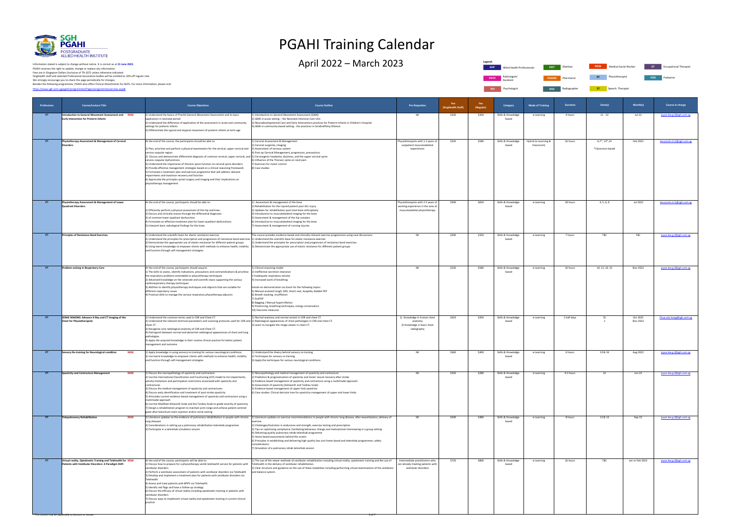# PGAHI Training Calendar

## April 2022 – March 2023

Information stated is subject to change without notice. It is correct as at **21 June 2022.**
PGAHI reserves the right to update, change or replace any information.
Fees are in Singapore Dollars (inclusive of 7% GST) unless otherwise indicated.
SingHealth staff and selected Professional Association bodies will be entitled to 10% off regular rate.
We strongly encourage you to check this page periodically for changes.
Besides the following programmes, PGAHI also offers Clinical Attachments for AHPs. For more information, please visit:
https://www.sgh.com.sg/pgahi/programmes/Pages/programmeoverview.aspx#

**Legend:**
AHP – Allied Health Professionals; DIET – Dietitian; MSW – Medical Social Worker; OT – Occupational Therapist; PATH – Pathologists' Assistant; PHARM – Pharmacist; PT – Physiotherapist; POD – Podiatrist; PSY – Psychologist; RAD – Radiographer; ST – Speech Therapist

| Professions | Course/Lecture Title | Course Objectives | Course Outline | Pre-Requisites | Fee (SingHealth Staff) | Fee (Regular) | Category | Mode of Training | Duration | Date(s) | Month(s) | Course in-charge |
|---|---|---|---|---|---|---|---|---|---|---|---|---|
| PT | **Introduction to General Movement Assessment and Early Intervention for Preterm Infants** NEW | 1) Understand the basics of Prechtl General Movement Assessment and its basic application in neonatal period<br>2) Understand the difference of application of the assessment in acute and community settings for preterm infants<br>3) Differentiate the typical and atypical movement of preterm infants at term age | 1) Introduction to General Movement Assessment (GMA)<br>2) GMA in acute setting – the Neonatal Intensive Care Unit<br>3) Neurodevelopmental Care and Early Intervention practices for Preterm Infants in Children's Hospital<br>4) GMA in community-based setting - the practices in CerebralPalsy Alliance | Nil | $320 | $350 | Skills & Knowledge-based | e-Learning | 4 hours | 21 - 22 | Jul-22 | joyce.lee.g.l@sgh.com.sg |
| PT | **Physiotherapy Assessment & Management of Cervical Disorders** | At the end of the course, the participants should be able to:<br>1) Plan, prioritise and perform a physical examination for the cervical, upper cervical and cervico-scapular region<br>2) Discuss and demonstrate differential diagnosis of common cervical, upper cervical, and cervico-scapular dysfunctions<br>3) Understand the importance of thoracic spine function on cervical spine disorders<br>4) Provide effective management strategies based on a clinical reasoning framework<br>5) Formulate a treatment plan and exercise programme that will address relevant impairments and maximise recovery and function<br>6) Appreciate the principles spinal surgery and imaging and their implications on physiotherapy management | 1) Cervical Assessment & Management<br>2) Cervical surgeries, Imaging<br>3) Assessment of nervous system<br>4) Post op Cervical Management, progression, precautions<br>5) Cervicogenic headache, dizziness, and the upper cervical spine<br>6) Influence of the Thoracic spine on neck pain<br>7) Exercises for motor control<br>8) Case studies | Physiotherapists with 1-2 years of outpatient musculoskeletal experiences | $520 | $580 | Skills & Knowledge-based | Hybrid (e-Learning & Classroom) | 16 hours | 6,7*, 13*,14<br>*Classroom-based | Feb 2023 | tessa.koh.m.h@sgh.com.sg |
| PT | **Physiotherapy Assessment & Management of Lower Quadrant Disorders** | At the end of the course, participants should be able to:<br>1) Efficiently perform a physical assessment of the hip and knee.<br>2) Discuss and clinically reason through the differential diagnoses<br>3) of common lower quadrant dysfunction.<br>4) Formulate an effective treatment plan for lower quadrant dysfunctions.<br>5) Interpret basic radiological findings for the knee. | 1) Assessment & management of the knee<br>2) Rehabilitation for the injured patient post ACL injury<br>3) Updates for rehabilitation post total knee arthroplasty<br>4) Introduction to musculoskeletal imaging for the knee<br>5) Assessment & management of the hip complex<br>6) Introduction to musculoskeletal imaging for the knee<br>7) Assessment & management of running injuries | Physiotherapists with 2-5 years of working experience in the area of musculoskeletal physiotherapy | $590 | $650 | Skills & Knowledge-based | e-Learning | 18 hours | 4, 5, 6, 8 | Jul 2022 | tessa.koh.m.h@sgh.com.sg |
| PT | **Principles of Resistance Band Exercises** | 1) Understand the scientific basis for elastic resistance exercise<br>2) Understand the principles for prescription and progression of resistance band exercises<br>3) Demonstrate the appropriate use of elastic resistance for different patient groups<br>4) Using learnt knowledge to empower clients with methods to enhance health, mobility and function through self-management strategies | The course provides evidence-based and clinically relevant exercise progressions using case discussions:<br>1) Understand the scientific basis for elastic resistance exercise<br>2) Understand the principles for prescription and progression of resistance band exercises<br>3) Demonstrate the appropriate use of elastic resistance for different patient groups | Nil | $290 | $320 | Skills & Knowledge-based | e-Learning | 7 hours | TBC | TBC | joyce.lee.g.l@sgh.com.sg |
| PT | **Problem-solving in Respiratory Care** | At the end of the course, participants should acquire:<br>1) The skills to assess, identify indications, precautions and contraindications & prioritise the respiratory problems amendable to physiotherapy techniques<br>2) Advanced knowledge on the rationale and scientific basis supporting the various cardiorespiratory therapy techniques<br>3) Abilities to identify physiotherapy techniques and adjuncts that are suitable for different respiratory issues<br>4) Practical skills to manage the various respiratory physiotherapy adjuncts | 1) Clinical reasoning model<br>2) Ineffective secretion clearance<br>3) Inadequate respiratory volume<br>4) Increased work of breathing<br>Hands on demonstration via Zoom for the following topics:<br>5) Manual assisted Cough, MIE, Smart vest, Acapella, Bubble PEP<br>6) Breath stacking, insufflation<br>7) EzPAP<br>8) Bagging / Manual hyperinflation<br>9) Positioning, breathing techniques, energy conservation<br>10) Outcome measures | Nil | $520 | $580 | Skills & Knowledge-based | e-Learning | 16 hours | 10, 11, 14, 15 | Nov 2022 | joyce.lee.g.l@sgh.com.sg |
| PT | **SENSE MAKING: Advance X-Ray and CT imaging of the Chest for Physiotherapists** | 1) Understand the common terms used in CXR and Chest CT.<br>2) Understand the relevant technical parameters and scanning protocols used for CXR and Chest CT.<br>3) Recognise core radiological anatomy of CXR and Chest CT.<br>4) Distinguish between normal and abnormal radiological appearances of chest and lung pathologies.<br>5) Apply the acquired knowledge in their routine clinical practice for better patient management and outcome. | 1) Normal anatomy and normal variant in CXR and chest CT.<br>2) Radiological appearances of chest pathologies in CXR and chest CT.<br>3) Learn to navigate the image viewer in chest CT. | 1) Knowledge in human chest anatomy<br>2) Knowledge in basic chest radiography | $410 | $450 | Skills & Knowledge-based | e-Learning | 2 half days | 25<br>1 | Oct 2022<br>Nov 2022 | Chua.sok.hong@sgh.com.sg |
| PT | **Sensory Re-training for Neurological condition** NEW | 1) Apply knowledge in using sensory re-training for various neurological conditions<br>2) Use learnt knowledge to empower clients with methods to enhance health, mobility and function through self-management strategies | 1) Understand the theory behind sensory re-training<br>2) Techniques for sensory re-training<br>3) Apply the techniques for various neurological conditions | Nil | $360 | $400 | Skills & Knowledge-based | e-Learning | 6 hours | 23 & 24 | Aug 2022 | joyce.lee.g.l@sgh.com.sg |
| PT | **Spasticity and Contracture Management** NEW | 1) Discuss the neuropathology of spasticity and contracture<br>2) Use the International Classification and Functioning (ICF) model to list impairments, activity limitations and participation restrictions associated with spasticity and contractures<br>3) Discuss the medical management of spasticity and contractures<br>4) Discuss early identification and treatment of post stroke spasticity<br>5) Articulate current evidence-based management of spasticity and contracture using a multimodal approach<br>6) Use the Modified Ashworth Scale and the Tardieu Scale to grade severity of spasticity<br>7) Design a rehabilitation program to maintain joint range and achieve patient-centred goals after botulinum toxin injection and/or serial casting | 1) Neuropathology and medical management of spasticity and contracture<br>2) Prediction & prognostication of spasticity and motor neural recovery after stroke<br>3) Evidence-based management of spasticity and contracture using a multimodal approach<br>4) Assessment of spasticity (Ashworth and Tardieu Scale)<br>5) Evidence-based management of upper limb spasticity<br>6) Case studies: Clinical decision tree for spasticity management of upper and lower limbs | Nil | $250 | $280 | Skills & Knowledge-based | e-Learning | 4.5 hours | 22 | Jun-22 | joyce.lee.g.l@sgh.com.sg |
| PT | **Telepulmonary Rehabilitation** NEW | 1) Literature updates on the evidence of pulmonary rehabilitation in people with chronic lung diseases<br>2) Considerations in setting up a pulmonary rehabilitation telerehab programme<br>3) Participate in a telerehab simulation session | 1) Literature updates on exercise recommendations in people with chronic lung disease, after exacerbations; delivery of exercise<br>2) Challenges/Evolution in endurance and strength, exercise testing and prescription<br>3) Tips on optimising compliance, facilitating behaviour change and motivational interviewing in a group setting<br>4) Delivering quality pulmonary rehab telerehab programme<br>5) Home based assessments behind the screen<br>6) Principles in establishing and delivering high quality low cost home based and telerehab programmes; safety considerations<br>7) Simulation of a pulmonary rehab telerehab session | Nil | $430 | $480 | Skills & Knowledge-based | e-Learning | 8 hours | 12 & 13 | Sep-22 | joyce.lee.g.l@sgh.com.sg |
| PT | **Virtual reality, Optokinetic Training and Telehealth for Patients with Vestibular Disorders: A Paradigm Shift** NEW | At the end of the course, the participants will be able to:<br>1) Discuss how to prepare for a physiotherapy vestib telehealth service for patients with vestibular disorders<br>2) Perform a vestibular assessment of patients with vestibular disorders via Telehealth<br>3) Develop and implement a treatment plan for patients with vestibular disorders via Telehealth<br>4) Assess and treat patients with BPPV via Telehealth<br>5) Identify red flags and have a follow-up strategy<br>6) Discuss the efficacy of virtual reality including optokinetic training in patients with vestibular disorders<br>7) Discuss ways to implement virtual reality and optokinetic training in current clinical practice | 1) The use of the newer methods of vestibular rehabilitation including virtual reality, optokinetic training and the use of Telehealth in the delivery of vestibular rehabilitation.<br>2) Clear structure and guidance on the use of these modalities including performing virtual examinations of the vestibular and balance system. | Intermediate practitioners who are already treating patients with vestibular disorders | $720 | $800 | Skills & Knowledge-based | e-Learning | 16 hours | TBC | Jan or Feb 2023 | joyce.lee.g.l@sgh.com.sg |

*This course may be applicable to doctors or nurses.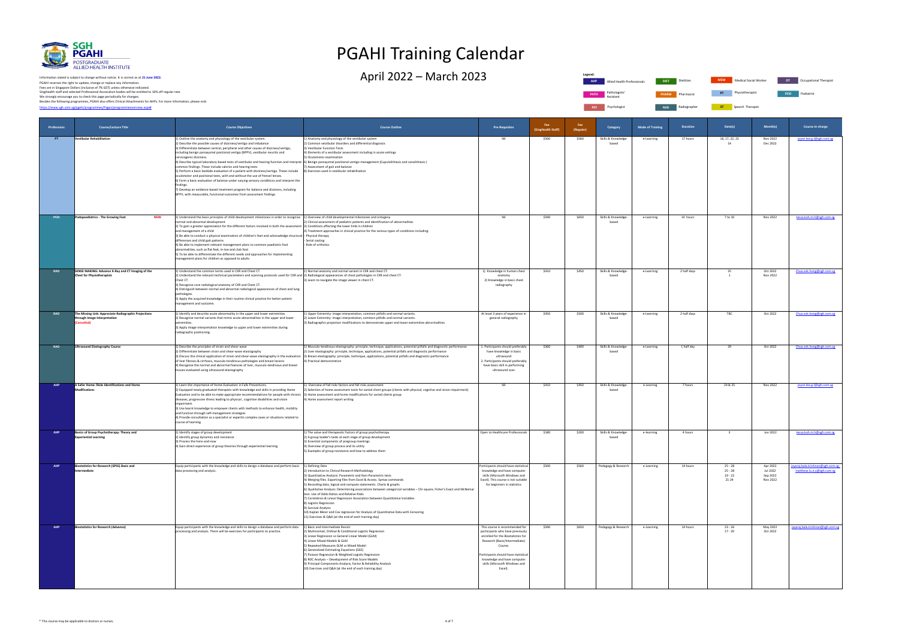# PGAHI Training Calendar

## April 2022 – March 2023

SGH PGAHI POSTGRADUATE ALLIED HEALTH INSTITUTE

Information stated is subject to change without notice. It is correct as at **21 June 2022.**
PGAHI reserves the right to update, change or replace any information.
Fees are in Singapore Dollars (inclusive of 7% GST) unless otherwise indicated.
SingHealth staff and selected Professional Association bodies will be entitled to 10% off regular rate.
We strongly encourage you to check this page periodically for changes.
Besides the following programmes, PGAHI also offers Clinical Attachments for AHPs. For more information, please visit:
https://www.sgh.com.sg/pgahi/programmes/Pages/programmeoverview.aspx#

**Legend:**

| Code | Profession | Code | Profession | Code | Profession | Code | Profession |
|---|---|---|---|---|---|---|---|
| AHP | Allied Health Professionals | DIET | Dietitian | MSW | Medical Social Worker | OT | Occupational Therapist |
| PATH | Pathologists' Assistant | PHARM | Pharmacist | PT | Physiotherapist | POD | Podiatrist |
| PSY | Psychologist | RAD | Radiographer | ST | Speech Therapist | | |

| Professions | Course/Lecture Title | Course Objectives | Course Outline | Pre-Requisites | Fee (SingHealth Staff) | Fee (Regular) | Category | Mode of Training | Duration | Date(s) | Month(s) | Course in-charge |
|---|---|---|---|---|---|---|---|---|---|---|---|---|
| PT | Vestibular Rehabilitation | 1) Outline the anatomy and physiology of the vestibular system.<br>2) Describe the possible causes of dizziness/vertigo and imbalance<br>3) Differentiate between central, peripheral and other causes of dizziness/vertigo, including benign paroxysmal positional vertigo (BPPV), vestibular neuritis and cervicogenic dizziness.<br>4) Describe typical laboratory-based tests of vestibular and hearing function and interpret common findings. These include calorics and hearing tests.<br>5) Perform a basic bedside evaluation of a patient with dizziness/vertigo. These include oculomotor and positional tests, with and without the use of frenzel lenses.<br>6) Form a basic evaluation of balance under varying sensory conditions and interpret the findings.<br>7) Develop an evidence-based treatment program for balance and dizziness, including BPPV, with measurable, functional outcomes from assessment findings | 1) Anatomy and physiology of the vestibular system<br>2) Common vestibular disorders and differential diagnosis<br>3) Vestibular Function Tests<br>4) Elements of a vestibular assessment including in acute settings<br>5) Oculomotor examination<br>6) Benign paroxysmal positional vertigo management (Cupulolithiasis and canalithiasis )<br>7) Assessment of gait and balance<br>8) Exercises used in vestibular rehabilitation | Nil | $500 | $560 | Skills & Knowledge-based | e-Learning | 17 hours | 16, 17, 22, 23<br>14 | Nov 2022<br>Dec 2022 | joyce.lee.g.l@sgh.com.sg |
| POD | Podopaediatrics - The Growing Foot **NEW** | 1) Understand the basic principles of child development milestones in order to recognize normal and abnormal development<br>2) To gain a greater appreciation for the different factors involved in both the assessment and management of a child<br>3) Be able to conduct a physical examination of children's feet and acknowledge structural differences and child gait patterns<br>4) Be able to implement relevant management plans to common paediatric foot abnormalities, such as flat feet, in-toe and club foot<br>5) To be able to differentiate the different needs and approaches for implementing management plans for children as opposed to adults | 1) Overview of child developmental milestones and ontogeny<br>2) Clinical assessment of pediatric patients and identification of abnormalities<br>3) Conditions affecting the lower limb in children<br>4) Treatment approaches in clinical practice for the various types of conditions including:<br>- Physical therapy<br>- Serial casting<br>- Role of orthotics | Nil | $590 | $650 | Skills & Knowledge-based | e-Learning | 14 hours | 7 to 10 | Nov 2022 | tessa.koh.m.h@sgh.com.sg |
| RAD | SENSE MAKING: Advance X-Ray and CT Imaging of the Chest for Physiotherapists | 1) Understand the common terms used in CXR and Chest CT.<br>2) Understand the relevant technical parameters and scanning protocols used for CXR and Chest CT.<br>3) Recognise core radiological anatomy of CXR and Chest CT.<br>4) Distinguish between normal and abnormal radiological appearances of chest and lung pathologies.<br>5) Apply the acquired knowledge in their routine clinical practice for better patient management and outcome. | 1) Normal anatomy and normal variants in CXR and chest CT.<br>2) Radiological appearances of chest pathologies in CXR and chest CT.<br>3) Learn to navigate the image viewer in chest CT. | 1) Knowledge in human chest anatomy<br>2) Knowledge in basic chest radiography | $410 | $450 | Skills & Knowledge-based | e-Learning | 2 half days | 25<br>1 | Oct 2022<br>Nov 2022 | Chua.ook.hong@sgh.com.sg |
| RAD | The Missing Link: Appreciate Radiographic Projections through Image Interpretation (Cancelled) | 1) Identify and describe acute abnormality in the upper and lower extremities.<br>2) Recognise normal variants that mimic acute abnormalities in the upper and lower extremities.<br>3) Apply image interpretation knowledge to upper and lower extremities during radiographic positioning. | 1) Upper Extremity: image interpretation, common pitfalls and normal variants.<br>2) Lower Extremity: image interpretation, common pitfalls and normal variants.<br>3) Radiographic projection modifications to demonstrate upper and lower extremities abnormalities. | At least 3 years of experience in general radiography | $450 | $500 | Skills & Knowledge-based | e-Learning | 2 half days | TBC | Oct 2022 | Chua.ook.hong@sgh.com.sg |
| RAD | Ultrasound Elastography Course | 1) Describe the principles of strain and shear-wave<br>2) Differentiate between strain and shear-wave elastography<br>3) Discuss the clinical application of strain and shear-wave elastography in the evaluation of liver fibrosis & cirrhosis, musculo-tendinous pathologies and breast lesions<br>4) Recognize the normal and abnormal features of liver, musculo-tendinous and breast tissues evaluated using ultrasound elastography | 1) Musculo-tendinous elastography: principle, technique, applications, potential pitfalls and diagnostic performance<br>2) Liver elastography: principle, technique, applications, potential pitfalls and diagnostic performance<br>3) Breast elastography: principle, technique, applications, potential pitfalls and diagnostic performance<br>4) Practical demonstration | 1. Participants should preferably have knowledge in basic ultrasound<br>2. Participants should preferably have basic skill in performing ultrasound scan | $360 | $400 | Skills & Knowledge-based | e-Learning | 1 half day | 29 | Oct 2022 | Chua.ook.hong@sgh.com.sg |
| AHP | A Safer Home: Risks Identifications and Home Modifications | 1) Learn the importance of Home Evaluation in Falls Preventions.<br>2) Equipped newly graduated therapists with knowledge and skills in providing Home Evaluation and to be able to make appropriate recommendations for people with chronic diseases, progressive illness leading to physical , cognitive disabilities and vision impairment.<br>3) Use learnt knowledge to empower clients with methods to enhance health, mobility and function through self-management strategies<br>4) Provide consultation as a specialist or expert in complex cases or situations related to course of learning | 1) Overview of fall risks factors and fall risks assessment<br>2) Selection of home assessment tools for varied client groups (clients with physical, cognitive and vision impairment)<br>3) Home assessment and home modifications for varied clients group<br>4) Home assessment report writing | Nil | $410 | $450 | Skills & Knowledge-based | e-Learning | 7 hours | 24 & 25 | Nov 2022 | joyce.lee.g.l@sgh.com.sg |
| AHP | Basics of Group Psychotherapy: Theory and Experiential Learning | 1) Identify stages of group development<br>2) Identify group dynamics and resistance<br>3) Process the here-and-now<br>4) Gain direct experience of group theories through experiential learning | 1) The value and therapeutic factors of group psychotherapy<br>2) A group leader's tasks at each stage of group development<br>3) Essential components of pregroup meetings<br>4) Overview of group process and its utility<br>5) Examples of group resistance and how to address them | Open to Healthcare Professionals | $180 | $200 | Skills & Knowledge-based | e-learning | 4 hours | 3 | Jun 2022 | tessa.koh.m.h@sgh.com.sg |
| AHP | Biostatistics for Research (SPSS) Basic and Intermediate | Equip participants with the knowledge and skills to design a database and perform basic data processing and analysis. | 1) Defining Data<br>2) Introduction to Clinical Research Methodology<br>3) Quantitative Analysis: Parametric and Non-Parametric tests<br>4) Merging files. Exporting files from Excel & Access. Syntax commands<br>5) Recording data, logical and compute statements. Charts & graphs<br>6) Qualitative Analysis: Determining associations between categorical variables – Chi square, Fisher's Exact and McNemar test. Use of Odds Ratios and Relative Risks<br>7) Correlation & Linear Regression Association between Quantitative Variables<br>8) Logistic Regression<br>9) Survival Analysis<br>10) Kaplan Meier and Cox regression for Analysis of Quantitative Data with Censoring<br>11) Exercises & Q&A (at the end of each training day) | Participants should have statistical knowledge and have computer skills (Microsoft Windows and Excel). This course is not suitable for beginners in statistics | $500 | $560 | Pedagogy & Research | e-Learning | 14 hours | 25 - 28<br>25 - 28<br>19 - 22<br>21-24 | Apr 2022<br>Jul 2022<br>Sep 2022<br>Nov 2022 | jayaraj.bala.krishnan@sgh.com.sg; matthew.lu.e.y@sgh.com.sg |
| AHP | Biostatistics for Research (Advance) | Equip participants with the knowledge and skills to design a database and perform data processing and analysis. There will be exercises for participants to practice. | 1) Basic and Intermediate Revisit<br>2) Multinomial, Ordinal & Conditional Logistic Regression<br>3) Linear Regression vs General Linear Model (GLM)<br>4) Linear Mixed Models & GLM<br>5) Repeated Measures GLM vs Mixed Model<br>6) Generalized Estimating Equations (GEE)<br>7) Poisson Regression & Weighted Logistic Regression<br>8) ROC Analysis – Development of Risk Score Models<br>9) Principal Components Analysis, Factor & Reliability Analysis<br>10) Exercises and Q&A (at the end of each training day) | This course is recommended for participants who have previously enrolled for the Biostatistics for Research (Basic/Intermediate) Course.<br>Participants should have statistical knowledge and have computer skills (Microsoft Windows and Excel). | $590 | $650 | Pedagogy & Research | e-Learning | 14 hours | 23 - 26<br>17 - 20 | May 2022<br>Oct 2022 | jayaraj.bala.krishnan@sgh.com.sg |

* This course may be applicable to doctors or nurses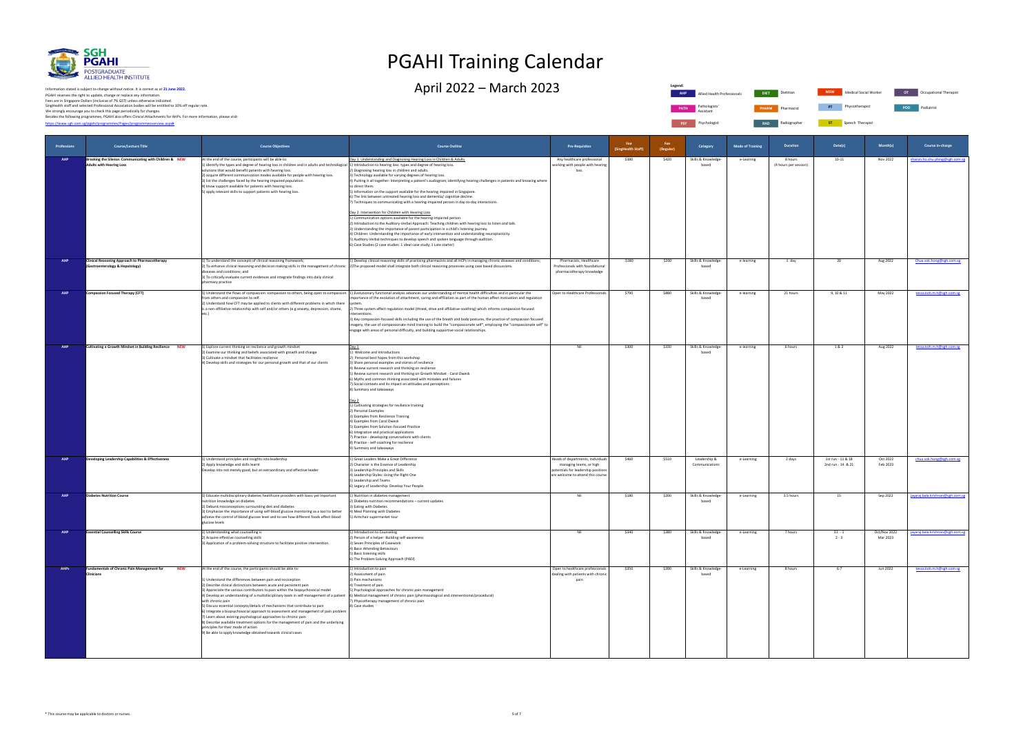# PGAHI Training Calendar

## April 2022 – March 2023

Information stated is subject to change without notice. It is correct as at **21 June 2022.**
PGAHI reserves the right to update, change or replace any information.
Fees are in Singapore Dollars (inclusive of 7% GST) unless otherwise indicated.
SingHealth staff and selected Professional Association bodies will be entitled to 10% off regular rate.
We strongly encourage you to check this page periodically for changes.
Besides the following programmes, PGAHI also offers Clinical Attachments for AHPs. For more information, please visit:
https://www.sgh.com.sg/pgahi/programmes/Pages/programmeoverview.aspx#

**Legend:**
AHP – Allied Health Professionals; DIET – Dietitian; MSW – Medical Social Worker; OT – Occupational Therapist; PATH – Pathologists' Assistant; PHARM – Pharmacist; PT – Physiotherapist; POD – Podiatrist; PSY – Psychologist; RAD – Radiographer; ST – Speech Therapist

| Professions | Course/Lecture Title | Course Objectives | Course Outline | Pre-Requisites | Fee (SingHealth Staff) | Fee (Regular) | Category | Mode of Training | Duration | Date(s) | Month(s) | Course in-charge |
|---|---|---|---|---|---|---|---|---|---|---|---|---|
| AHP | Breaking the Silence: Communicating with Children & Adults with Hearing Loss NEW | At the end of the course, participants will be able to:<br>1) identify the types and degree of hearing loss in children and in adults and technological solutions that would benefit patients with hearing loss.<br>2) acquire different communication modes available for people with hearing loss.<br>3) list the challenges faced by the hearing impaired population.<br>4) know support available for patients with hearing loss.<br>5) apply relevant skills to support patients with hearing loss. | Day 1: Understanding and Diagnosing Hearing Loss in Children & Adults<br>1) Introduction to hearing loss: types and degree of hearing loss.<br>2) Diagnosing hearing loss in children and adults.<br>3) Technology available for varying degrees of hearing loss.<br>4) Putting it all together: Interpreting a patient's audiogram, identifying hearing challenges in patients and knowing where to direct them.<br>5) Information on the support available for the hearing impaired in Singapore.<br>6) The link between untreated hearing loss and dementia/ cognitive decline.<br>7) Techniques to communicating with a hearing-impaired person in day-to-day interactions.<br><br>Day 2: Intervention for Children with Hearing Loss<br>1) Communication options available for the hearing-impaired person.<br>2) Introduction to the Auditory-Verbal Approach: Teaching children with hearing loss to listen and talk.<br>3) Understanding the importance of parent participation in a child's listening journey.<br>4) Children: Understanding the importance of early intervention and understanding neuroplasticity.<br>5) Auditory-Verbal techniques to develop speech and spoken language through audition.<br>6) Case Studies (2 case studies: 1 ideal case study; 1 Late starter) | Any healthcare professional working with people with hearing loss. | $380 | $420 | Skills & Knowledge-based | e-Learning | 8 hours (4 hours per session) | 10-11 | Nov 2022 | sharon.ho.shu.phing@sgh.com.sg |
| AHP | Clinical Reasoning Approach to Pharmacotherapy (Gastroenterology & Hepatology) | 1) To understand the concepts of clinical reasoning framework;<br>2) To enhance clinical reasoning and decision making skills in the management of chronic diseases and conditions; and<br>3) To critically evaluate current evidences and integrate findings into daily clinical pharmacy practice | 1) Develop clinical reasoning skills of practising pharmacists and all HCPs in managing chronic diseases and conditions;<br>2) The proposed model shall integrate both clinical reasoning processes using case based discussions. | Pharmacists, Healthcare Professionals with foundational pharmacotherapy knowledge | $180 | $200 | Skills & Knowledge-based | e-learning | 1 day | 20 | Aug 2022 | Chua.sok.hong@sgh.com.sg |
| AHP | Compassion Focused Therapy (CFT) | 1) Understand the flows of compassion: compassion to others, being open to compassion from others and compassion to self.<br>2) Understand how CFT may be applied to clients with different problems in which there is a non-affiliative relationship with self and/or others (e.g anxiety, depression, shame, etc.) | 1) Evolutionary functional analysis advances our understanding of mental health difficulties and in particular the importance of the evolution of attachment, caring and affiliation as part of the human affect motivation and regulation system.<br>2) Three-system affect regulation model (threat, drive and affiliative-soothing) which informs compassion-focused interventions.<br>3) Key compassion-focused skills including the use of the breath and body postures, the practice of compassion focused imagery, the use of compassion mind training to build the "compassionate self", employing the "compassionate self" to engage with areas of personal difficulty, and building supportive social relationships. | Open to Healthcare Professionals | $790 | $880 | Skills & Knowledge-based | e-learning | 21 hours | 9, 10 & 11 | May 2022 | tessa.koh.m.h@sgh.com.sg |
| AHP | Cultivating a Growth Mindset in Building Resilience NEW | 1) Explore current thinking on resilience and growth mindset<br>2) Examine our thinking and beliefs associated with growth and change<br>3) Cultivate a mindset that facilitates resilience<br>4) Develop skills and strategies for our personal growth and that of our clients | Day 1<br>1) Welcome and Introductions<br>2) Personal best hopes from this workshop<br>3) Share personal examples and stories of resilience<br>4) Review current research and thinking on resilience<br>5) Review current research and thinking on Growth Mindset - Carol Dweck<br>6) Myths and common thinking associated with mistakes and failures<br>7) Social contexts and its impact on attitudes and perceptions<br>8) Summary and takeaways<br><br>Day 2<br>1) Cultivating strategies for resilience training<br>2) Personal Examples<br>3) Examples from Resilience Training<br>4) Examples from Carol Dweck<br>5) Examples from Solution Focused Practice<br>6) Integration and practical applications<br>7) Practice - developing conversations with clients<br>8) Practice - self-coaching for resilience<br>9) Summary and takeaways | Nil | $300 | $330 | Skills & Knowledge-based | e-learning | 6 hours | 1 & 2 | Aug 2022 | tessa.koh.m.h@sgh.com.sg |
| AHP | Developing Leadership Capabilities & Effectiveness | 1) Understand principles and insights into leadership<br>2) Apply knowledge and skills learnt<br>Develop into not merely good, but an extraordinary and effective leader | 1) Great Leaders Make a Great Difference<br>2) Character is the Essence of Leadership<br>3) Leadership Principles and Skills<br>4) Leadership Styles: Using the Right One<br>5) Leadership and Teams<br>6) Legacy of Leadership: Develop Your People | Heads of departments, individuals managing teams, or high potentials for leadership positions are welcome to attend this course. | $460 | $510 | Leadership & Communications | e-Learning | 2 days | 1st run - 11 & 18<br>2nd run - 14 & 21 | Oct 2022<br>Feb 2023 | chua.sok.hong@sgh.com.sg |
| AHP | Diabetes Nutrition Course | 1) Educate multidisciplinary diabetes healthcare providers with basic yet important nutrition knowledge on diabetes<br>2) Debunk misconceptions surrounding diet and diabetes<br>3) Emphasize the importance of using self-blood glucose monitoring as a tool to better achieve the control of blood glucose level and to see how different foods affect blood glucose levels | 1) Nutrition in diabetes management<br>2) Diabetes nutrition recommendations – current updates<br>3) Eating with Diabetes<br>4) Meal Planning with Diabetes<br>5) Armchair supermarket tour | Nil | $180 | $200 | Skills & Knowledge-based | e-Learning | 3.5 hours | 15 | Sep 2022 | jayaraj.bala.krishnan@sgh.com.sg |
| AHP | Essential Counselling Skills Course | 1) Understanding what counselling is<br>2) Acquire effective counselling skills<br>3) Application of a problem-solving structure to facilitate positive intervention. | 1) Introduction to Counseling<br>2) Person of a helper: Building self-awareness<br>3) Seven Principles of Casework<br>4) Basic Attending Behaviours<br>5) Basic listening skills<br>6) The Problem-Solving Approach (PADI) | Nil | $340 | $380 | Skills & Knowledge-based | e-Learning | 7 hours | 31 - 1<br>2 - 3 | Oct/Nov 2022<br>Mar 2023 | jayaraj.bala.krishnan@sgh.com.sg |
| AHPs | Fundamentals of Chronic Pain Management for Clinicians NEW | At the end of the course, the participants should be able to:<br><br>1) Understand the differences between pain and nociception<br>2) Describe clinical distinctions between acute and persistent pain<br>3) Appreciate the various contributors to pain within the biopsychosocial model<br>4) Develop an understanding of a multidisciplinary team in self-management of a patient with chronic pain<br>5) Discuss essential concepts/details of mechanisms that contribute to pain<br>6) Integrate a biopsychosocial approach to assessment and management of pain problem<br>7) Learn about existing psychological approaches to chronic pain<br>8) Describe available treatment options for the management of pain and the underlying principles for their mode of action<br>9) Be able to apply knowledge obtained towards clinical cases | 1) Introduction to pain<br>2) Assessment of pain<br>3) Pain mechanisms<br>4) Treatment of pain<br>5) Psychological approaches for chronic pain management<br>6) Medical management of chronic pain (pharmacological and interventional/procedural)<br>7) Physiotherapy management of chronic pain<br>8) Case studies | Open to healthcare professionals dealing with patients with chronic pain | $350 | $390 | Skills & Knowledge-based | e-Learning | 8 hours | 6-7 | Jun 2022 | tessa.koh.m.h@sgh.com.sg |

* This course may be applicable to doctors or nurses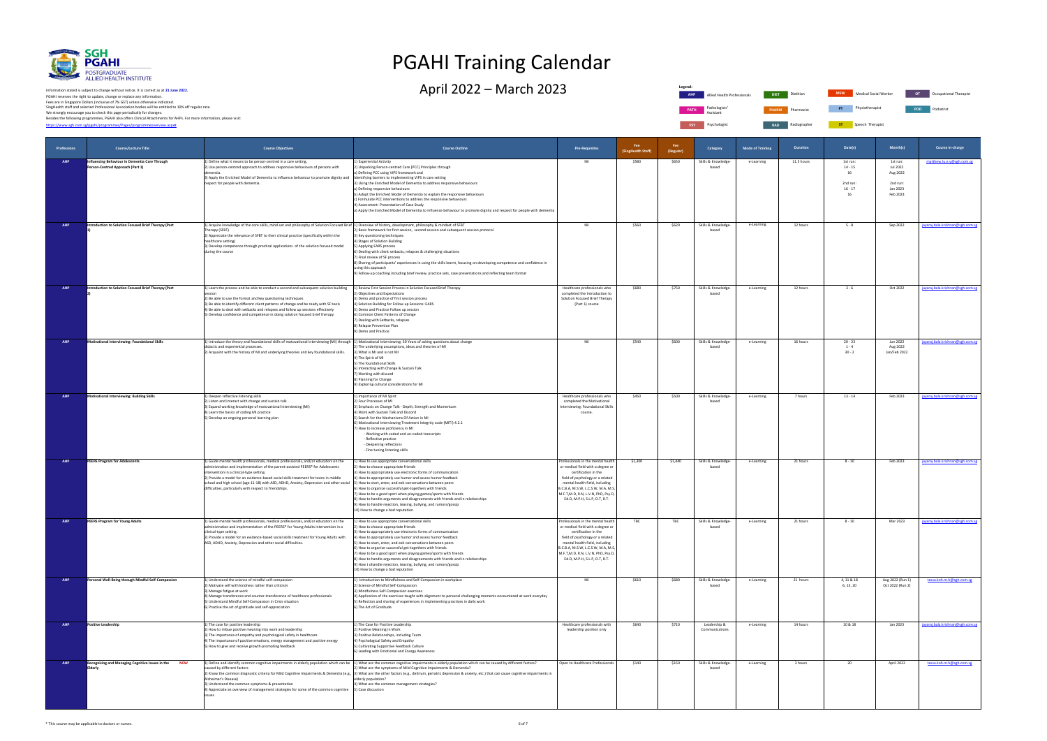# PGAHI Training Calendar

## April 2022 – March 2023

Information stated is subject to change without notice. It is correct as at **21 June 2022.**
PGAHI reserves the right to update, change or replace any information.
Fees are in Singapore Dollars (inclusive of 7% GST) unless otherwise indicated.
SingHealth staff and selected Professional Association bodies will be entitled to 10% off regular rate.
We strongly encourage you to check this page periodically for changes.
Besides the following programmes, PGAHI also offers Clinical Attachments for AHPs. For more information, please visit:
https://www.sgh.com.sg/pgahi/programmes/Pages/programmeoverview.aspx#

**Legend:**
AHP Allied Health Professionals | DIET Dietitian | MSW Medical Social Worker | OT Occupational Therapist
PATH Pathologists' Assistant | PHARM Pharmacist | PT Physiotherapist | POD Podiatrist
PSY Psychologist | RAD Radiographer | ST Speech Therapist

| Professions | Course/Lecture Title | Course Objectives | Course Outline | Pre-Requisites | Fee (SingHealth Staff) | Fee (Regular) | Category | Mode of Training | Duration | Date(s) | Month(s) | Course in-charge |
|---|---|---|---|---|---|---|---|---|---|---|---|---|
| AHP | Influencing Behaviour in Dementia Care Through Person-Centred Approach (Part 1) | 1) Define what it means to be person-centred in a care setting.<br>2) Use person-centred approach to address responsive behaviours of persons with dementia.<br>3) Apply the Enriched Model of Dementia to influence behaviour to promote dignity and respect for people with dementia. | 1) Experiential Activity<br>2) Unpacking Person-centred Care (PCC) Principles through<br>a) Defining PCC using VIPS framework and<br>identifying barriers to implementing VIPS in care setting<br>3) Using the Enriched Model of Dementia to address responsive behaviours<br>a) Defining responsive behaviours<br>b) Adopt the Enriched Model of Dementia to explain the responsive behaviours<br>c) Formulate PCC interventions to address the responsive behaviours<br>4) Assessment: Presentation of Case Study<br>a) Apply the Enriched Model of Dementia to influence behaviour to promote dignity and respect for people with dementia | Nil | $580 | $650 | Skills & Knowledge-based | e-Learning | 11.5 hours | 1st run:<br>14 - 15<br>16<br><br>2nd run:<br>16 - 17<br>16 | 1st run:<br>Jul 2022<br>Aug 2022<br><br>2nd run:<br>Jan 2023<br>Feb 2023 | matthew.lu.e.y@sgh.com.sg |
| AHP | Introduction to Solution Focused Brief Therapy (Part 1) | 1) Acquire knowledge of the core skills, mind-set and philosophy of Solution Focused Brief Therapy (SFBT)<br>2) Appreciate the relevance of SFBT to their clinical practice (specifically within the healthcare setting)<br>3) Develop competence through practical applications of the solution focused model during the course | 1) Overview of history, development, philosophy & mindset of SFBT<br>2) Basic framework for first session, second session and subsequent session protocol<br>3) Key questioning techniques<br>4) Stages of Solution Building<br>5) Applying EARS process<br>6) Dealing with client setbacks, relapses & challenging situations<br>7) Final review of SF process<br>8) Sharing of participants' experiences in using the skills learnt, focusing on developing competence and confidence in using this approach<br>9) Follow-up coaching including brief review, practice sets, case presentations and reflecting team format | Nil | $560 | $620 | Skills & Knowledge-based | e-Learning | 12 hours | 5 - 8 | Sep 2022 | jayaraj.bala.krishnan@sgh.com.sg |
| AHP | Introduction to Solution Focused Brief Therapy (Part 2) | 1) Learn the process and be able to conduct a second and subsequent solution building session<br>2) Be able to use the format and key questioning techniques<br>3) Be able to identify different client patterns of change and be ready with SF tools<br>4) Be able to deal with setbacks and relapses and follow up sessions effectively<br>5) Develop confidence and competence in doing solution focused brief therapy | 1) Review First Session Process in Solution Focused Brief Therapy<br>2) Objectives and Expectations<br>3) Demo and practice of first session process<br>4) Solution Building for Follow up Sessions: EARS<br>5) Demo and Practice Follow up session<br>6) Common Client Patterns of Change<br>7) Dealing with Setbacks, relapses<br>8) Relapse Prevention Plan<br>9) Demo and Practice | Healthcare professionals who completed the Introduction to Solution Focused Brief Therapy (Part 1) course | $680 | $750 | Skills & Knowledge-based | e-Learning | 12 hours | 3 - 6 | Oct 2022 | jayaraj.bala.krishnan@sgh.com.sg |
| AHP | Motivational Interviewing: Foundational Skills | 1) Introduce the theory and foundational skills of motivational interviewing (MI) through didactic and experiential processes.<br>2) Acquaint with the history of MI and underlying theories and key foundational skills. | 1) Motivational Interviewing: 30 Years of asking questions about change<br>2) The underlying assumptions, ideas and theories of MI<br>3) What is MI and is not MI<br>4) The Spirit of MI<br>5) The foundational Skills<br>6) Interacting with Change & Sustain Talk<br>7) Working with discord<br>8) Planning for Change<br>9) Exploring cultural considerations for MI | Nil | $540 | $600 | Skills & Knowledge-based | e-Learning | 16 hours | 20 - 23<br>1 - 4<br>30 - 2 | Jun 2022<br>Aug 2022<br>Jan/Feb 2023 | jayaraj.bala.krishnan@sgh.com.sg |
| AHP | Motivational Interviewing: Building Skills | 1) Deepen reflective listening skills<br>2) Listen and interact with change and sustain talk<br>3) Expand working knowledge of motivational interviewing (MI)<br>4) Learn the basics of coding MI practice<br>5) Develop an ongoing personal learning plan | 1) Importance of MI Spirit<br>2) Four Processes of MI<br>3) Emphasis on Change Talk - Depth, Strength and Momentum<br>4) Work with Sustain Talk and Discord<br>5) Search for the Mechanisms Of Action in MI<br>6) Motivational Interviewing Treatment Integrity code (MITI) 4.2.1<br>7) How to increase proficiency in MI<br>- Working with coded and un-coded transcripts<br>- Reflective practice<br>- Deepening reflections<br>- Fine tuning listening skills | Healthcare professionals who completed the Motivational Interviewing: Foundational Skills course. | $450 | $500 | Skills & Knowledge-based | e-Learning | 7 hours | 13 - 14 | Feb 2023 | jayaraj.bala.krishnan@sgh.com.sg |
| AHP | PEERS Program for Adolescents | 1) Guide mental health professionals, medical professionals, and/or educators on the administration and implementation of the parent-assisted PEERS® for Adolescents intervention in a clinical-type setting.<br>2) Provide a model for an evidence-based social skills treatment for teens in middle school and high school (age 11-18) with ASD, ADHD, Anxiety, Depression and other social difficulties, particularly with respect to friendships. | 1) How to use appropriate conversational skills<br>2) How to choose appropriate friends<br>3) How to appropriately use electronic forms of communication<br>4) How to appropriately use humor and assess humor feedback<br>5) How to start, enter, and exit conversations between peers<br>6) How to organize successful get-togethers with friends<br>7) How to be a good sport when playing games/sports with friends<br>8) How to handle arguments and disagreements with friends and in relationships<br>9) How to handle rejection, teasing, bullying, and rumors/gossip<br>10) How to change a bad reputation | Professionals in the mental health or medical field with a degree or certification in the field of psychology or a related mental health field, including B.C.B.A, M.S.W, L.C.S.W, M.A, M.S, M.F.T,M.D, R.N, L.V.N, PhD, Psy.D, Ed.D, M.P.H, S.L.P, O.T, R.T. | $1,300 | $1,440 | Skills & Knowledge-based | e-Learning | 21 hours | 8 - 10 | Feb 2023 | jayaraj.bala.krishnan@sgh.com.sg |
| AHP | PEERS Program for Young Adults | 1) Guide mental health professionals, medical professionals, and/or educators on the administration and implementation of the PEERS® for Young Adults intervention in a clinical-type setting.<br>2) Provide a model for an evidence-based social skills treatment for Young Adults with ASD, ADHD, Anxiety, Depression and other social difficulties. | 1) How to use appropriate conversational skills<br>2) How to choose appropriate friends<br>3) How to appropriately use electronic forms of communication<br>4) How to appropriately use humor and assess humor feedback<br>5) How to start, enter, and exit conversations between peers<br>6) How to organize successful get-togethers with friends<br>7) How to be a good sport when playing games/sports with friends<br>8) How to handle arguments and disagreements with friends and in relationships<br>9) How t ohandle rejection, teasing, bullying, and rumors/gossip<br>10) How to change a bad reputation | Professionals in the mental health or medical field with a degree or certification in the field of psychology or a related mental health field, including B.C.B.A, M.S.W, L.C.S.W, M.A, M.S, M.F.T,M.D, R.N, L.V.N, PhD, Psy.D, Ed.D, M.P.H, S.L.P, O.T, R.T. | TBC | TBC | Skills & Knowledge-based | e-Learning | 21 hours | 8 - 10 | Mar 2023 | jayaraj.bala.krishnan@sgh.com.sg |
| AHP | Personal Well-Being through Mindful Self-Compassion | 1) Understand the science of mindful self-compassion<br>2) Motivate self with kindness rather than criticism<br>3) Manage fatigue at work<br>4) Manage transference and counter-transference of healthcare professionals<br>5) Understand Mindful Self-Compassion in Crisis situation<br>6) Practise the art of gratitude and self-appreciation | 1) Introduction to Mindfulness and Self-Compassion in workplace<br>2) Science of Mindful Self-Compassion<br>3) Mindfulness Self-Compassion exercises<br>4) Application of the exercises taught with alignment to personal challenging moments encountered at work everyday<br>5) Reflection and sharing of experiences in implementing practices in daily work<br>6) The Art of Gratitude | Nil | $610 | $680 | Skills & Knowledge-based | e-Learning | 21 hours | 4, 11 & 18<br>6, 13, 20 | Aug 2022 (Run 1)<br>Oct 2022 (Run 2) | tessa.koh.m.h@sgh.com.sg |
| AHP | Positive Leadership | 1) The case for positive leadership<br>2) How to imbue positive meaning into work and leadership<br>3) The importance of empathy and psychological safety in healthcare<br>4) The importance of positive emotions, energy management and positive energy<br>5) How to give and receive growth-promoting feedback | 1) The Case for Positive Leadership<br>2) Positive Meaning in Work<br>3) Positive Relationships, including Team<br>4) Psychological Safety and Empathy<br>5) Cultivating Supportive Feedback Culture<br>6) Leading with Emotional and Energy Awareness | Healthcare professionals with leadership position only | $640 | $710 | Leadership & Communications | e-Learning | 14 hours | 10 & 18 | Jan 2023 | jayaraj.bala.krishnan@sgh.com.sg |
| AHP | Recognising and Managing Cognitive Issues in the Elderly **NEW** | 1) Define and identify common cognitive impairments in elderly population which can be caused by different factors<br>2) Know the common diagnostic criteria for Mild Cognitive Impairments & Dementia (e.g., Alzheimer's Disease)<br>3) Understand the common symptoms & presentation<br>4) Appreciate an overview of management strategies for some of the common cognitive issues | 1) What are the common cognitive impairments in elderly population which can be caused by different factors?<br>2) What are the symptoms of Mild Cognitive Impairments & Dementia?<br>3) What are the other factors (e.g., delirium, geriatric depression & anxiety, etc.) that can cause cognitive impairments in elderly population?<br>4) What are the common management strategies?<br>5) Case discussion | Open to Healthcare Professionals | $140 | $150 | Skills & Knowledge-based | e-Learning | 3 hours | 20 | April 2022 | tessa.koh.m.h@sgh.com.sg |

* This course may be applicable to doctors or nurses.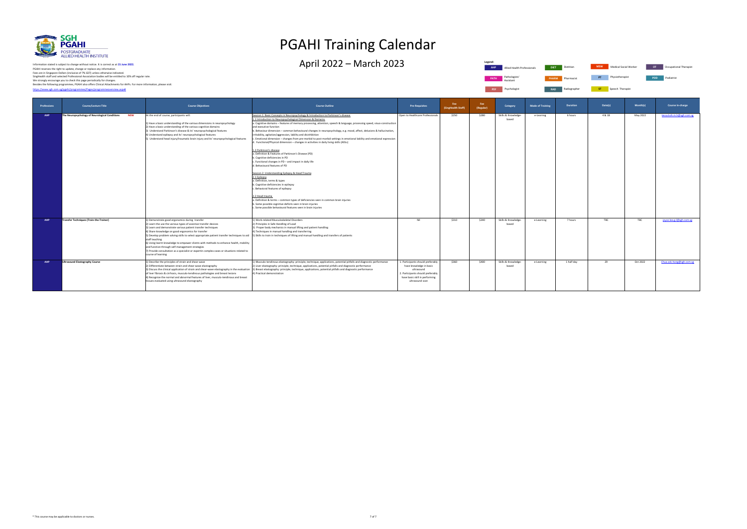SGH PGAHI POSTGRADUATE ALLIED HEALTH INSTITUTE

# PGAHI Training Calendar

## April 2022 – March 2023

Information stated is subject to change without notice. It is correct as at **21 June 2022.**
PGAHI reserves the right to update, change or replace any information.
Fees are in Singapore Dollars (inclusive of 7% GST) unless otherwise indicated.
SingHealth staff and selected Professional Association bodies will be entitled to 10% off regular rate.
We strongly encourage you to check this page periodically for changes.
Besides the following programmes, PGAHI also offers Clinical Attachments for AHPs. For more information, please visit:
https://www.sgh.com.sg/pgahi/programmes/Pages/programmeoverview.aspx#

**Legend:**
AHP Allied Health Professionals | DIET Dietitian | MSW Medical Social Worker | OT Occupational Therapist
PATH Pathologists' Assistant | PHARM Pharmacist | PT Physiotherapist | POD Podiatrist
PSY Psychologist | RAD Radiographer | ST Speech Therapist

| Professions | Course/Lecture Title | Course Objectives | Course Outline | Pre-Requisites | Fee (SingHealth Staff) | Fee (Regular) | Category | Mode of Training | Duration | Date(s) | Month(s) | Course in-charge |
|---|---|---|---|---|---|---|---|---|---|---|---|---|
| AHP | The Neuropsychology of Neurological Conditions **NEW** | At the end of course, participants will:<br>1) Have a basic understanding of the various dimensions in neuropsychology<br>2) Have a basic understanding of the various cognitive domains<br>3) Understand Parkinson's disease & its' neuropsychological features<br>4) Understand epilepsy and its' neuropsychological features<br>5) Understand head injury/traumatic brain injury and its' neuropsychological features | Session 1: Basic Concepts in Neuropsychology & Introduction to Parkinson's disease<br>1.1 Introduction to Neuropsychological Dimension & Domains<br>a. Cognitive domains – features of memory processing, attention, speech & language, processing speed, visuo-construction and executive function<br>b. Behaviour dimension – common behavioural changes in neuropsychology, e.g. mood, affect, delusions & hallucination, irritability, agitation/aggression, lability and disinhibition<br>c. Emotional dimension – changes from pre-morbid to post-morbid settings in emotional lability and emotional expression<br>d. Functional/Physical dimension – changes in activities in daily living skills (ADLs)<br><br>1.2 Parkinson's disease<br>a. Definition & Features of Parkinson's Disease (PD)<br>b. Cognitive deficiencies in PD<br>c. Functional changes in PD – and impact in daily life<br>d. Behavioural features of PD<br><br>Session 2: Understanding Epilepsy & Head Trauma<br>2.1 Epilepsy<br>a. Definition, terms & types<br>b. Cognitive deficiencies in epilepsy<br>c. Behavioral features of epilepsy<br><br>2.2 Head trauma<br>a. Definition & terms – common types of deficiencies seen in common brain injuries<br>b. Some possible cognitive deficits seen in brain injuries<br>c. Some possible behavioural features seen in brain injuries | Open to Healthcare Professionals | $250 | $280 | Skills & Knowledge-based | e-Learning | 6 hours | 4 & 18 | May 2022 | tessa.koh.m.h@sgh.com.sg |
| AHP | Transfer Techniques (Train-the-Trainer) | 1) Demonstrate good ergonomics during transfer<br>2) Learn the use the various types of assistive transfer devices<br>3) Learn and demonstrate various patient transfer techniques<br>4) Share knowledge on good ergonomics for transfer<br>5) Develop problem solving skills to select appropriate patient transfer techniques to aid staff teaching<br>6) Using learnt knowledge to empower clients with methods to enhance health, mobility and function through self-management strategies<br>7) Provide consultation as a specialist or expertin complex cases or situations related to course of learning | 1) Work-related Musculoskeletal Disorders<br>2) Principles in Safe Handling of Load<br>3) Proper body mechanics in manual lifting and patient handling<br>4) Techniques in manual handling and transferring<br>5) Skills to train in techniques of lifting and manual handling and transfers of patients | Nil | $310 | $340 | Skills & Knowledge-based | e-Learning | 7 hours | TBC | TBC | joyce.lee.g.l@sgh.com.sg |
| AHP | Ultrasound Elastography Course | 1) Describe the principles of strain and shear-wave<br>2) Differentiate between strain and shear-wave elastography<br>3) Discuss the clinical application of strain and shear-wave elastography in the evaluation of liver fibrosis & cirrhosis, musculo-tendinous pathologies and breast lesions<br>4) Recognize the normal and abnormal features of liver, musculo-tendinous and breast tissues evaluated using ultrasound elastography | 1) Musculo-tendinous elastography: principle, technique, applications, potential pitfalls and diagnostic performance<br>2) Liver elastography: principle, technique, applications, potential pitfalls and diagnostic performance<br>3) Breast elastography: principle, technique, applications, potential pitfalls and diagnostic performance<br>4) Practical demonstration | 1. Participants should preferably have knowledge in basic ultrasound<br>2. Participants should preferably have basic skill in performing ultrasound scan | $360 | $400 | Skills & Knowledge-based | e-Learning | 1 half day | 29 | Oct 2022 | Chua.sok.hong@sgh.com.sg |

* This course may be applicable to doctors or nurses.